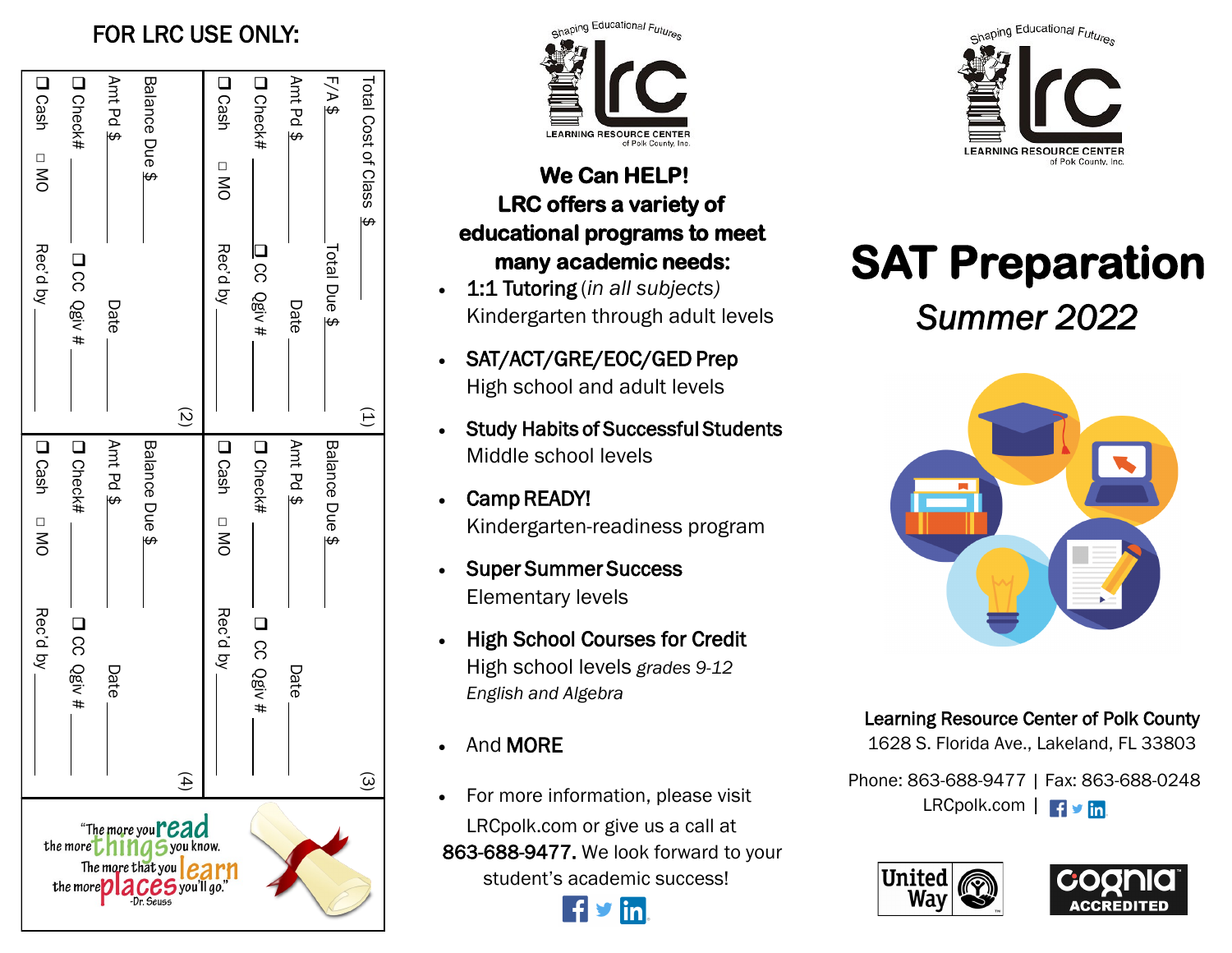**FOR LRC USE ONLY:**

(1)

Total Cost of Class $ ______ Total Due $ ______

F/A $ ______

Amt Pd $ ______ Date ______

❑ Check# ______ ❑ CC Qgiv # ______

❑ Cash ☐ MO Rec'd by ______

(2)

Balance Due $ ______

Amt Pd $ ______ Date ______

❑ Check# ______ ❑ CC Qgiv # ______

❑ Cash ☐ MO Rec'd by ______

(3)

Balance Due $ ______

Amt Pd $ ______ Date ______

❑ Check# ______ ❑ CC Qgiv # ______

❑ Cash ☐ MO Rec'd by ______

(4)

Balance Due $ ______

Amt Pd $ ______ Date ______

❑ Check# ______ ❑ CC Qgiv # ______

❑ Cash ☐ MO Rec'd by ______

"The more you read the more things you know. The more that you learn the more places you'll go."
-Dr. Seuss

Shaping Educational Futures

LRC LEARNING RESOURCE CENTER of Polk County, Inc.

**We Can HELP!**
**LRC offers a variety of educational programs to meet many academic needs:**

- **1:1 Tutoring** *(in all subjects)*
  Kindergarten through adult levels
- **SAT/ACT/GRE/EOC/GED Prep**
  High school and adult levels
- **Study Habits of Successful Students**
  Middle school levels
- **Camp READY!**
  Kindergarten-readiness program
- **Super Summer Success**
  Elementary levels
- **High School Courses for Credit**
  High school levels *grades 9-12*
  *English and Algebra*
- And **MORE**
- For more information, please visit LRCpolk.com or give us a call at **863-688-9477.** We look forward to your student's academic success!

Shaping Educational Futures

LRC LEARNING RESOURCE CENTER of Polk County, Inc.

# SAT Preparation

## *Summer 2022*

**Learning Resource Center of Polk County**
1628 S. Florida Ave., Lakeland, FL 33803

Phone: 863-688-9477 | Fax: 863-688-0248
LRCpolk.com |

United Way

cognia ACCREDITED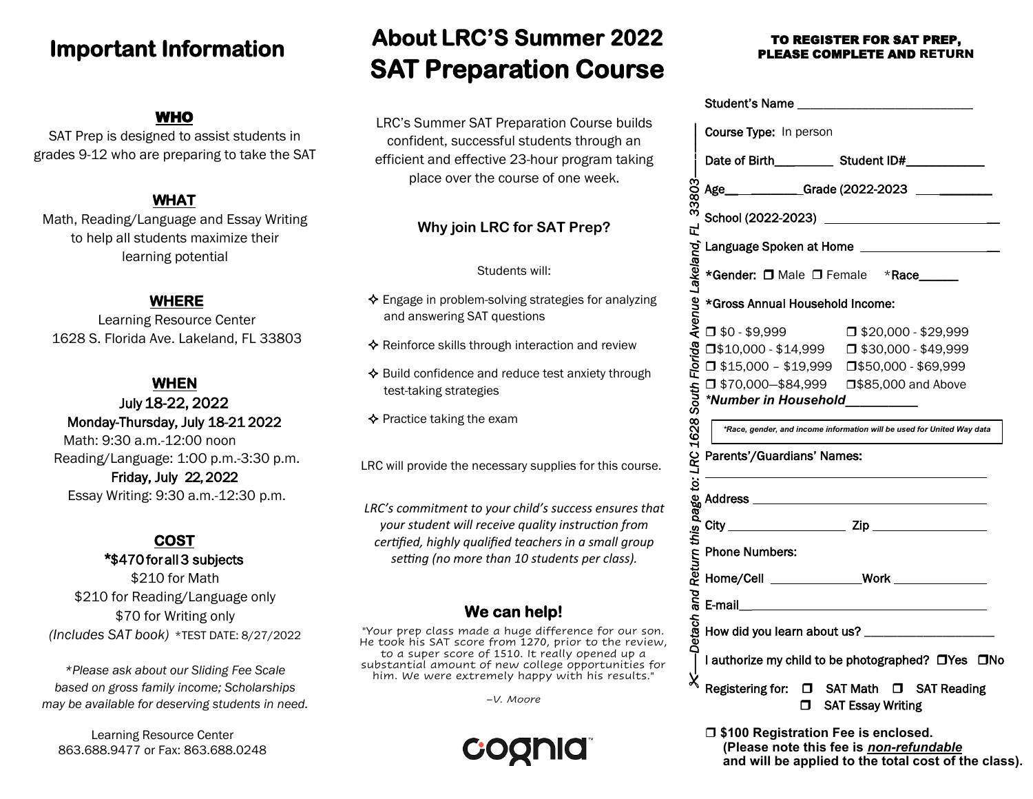# Important Information

## WHO

SAT Prep is designed to assist students in grades 9-12 who are preparing to take the SAT

## WHAT

Math, Reading/Language and Essay Writing to help all students maximize their learning potential

## WHERE

Learning Resource Center
1628 S. Florida Ave. Lakeland, FL 33803

## WHEN

July 18-22, 2022

Monday-Thursday, July 18-21 2022

Math: 9:30 a.m.-12:00 noon

Reading/Language: 1:00 p.m.-3:30 p.m.

Friday, July 22, 2022

Essay Writing: 9:30 a.m.-12:30 p.m.

## COST

**\*$470 for all 3 subjects**

$210 for Math

$210 for Reading/Language only

$70 for Writing only

*(Includes SAT book)* *TEST DATE: 8/27/2022

*\*Please ask about our Sliding Fee Scale based on gross family income; Scholarships may be available for deserving students in need.*

Learning Resource Center
863.688.9477 or Fax: 863.688.0248

# About LRC'S Summer 2022 SAT Preparation Course

LRC's Summer SAT Preparation Course builds confident, successful students through an efficient and effective 23-hour program taking place over the course of one week.

### Why join LRC for SAT Prep?

Students will:

- Engage in problem-solving strategies for analyzing and answering SAT questions
- Reinforce skills through interaction and review
- Build confidence and reduce test anxiety through test-taking strategies
- Practice taking the exam

LRC will provide the necessary supplies for this course.

*LRC's commitment to your child's success ensures that your student will receive quality instruction from certified, highly qualified teachers in a small group setting (no more than 10 students per class).*

### We can help!

"Your prep class made a huge difference for our son. He took his SAT score from 1270, prior to the review, to a super score of 1510. It really opened up a substantial amount of new college opportunities for him. We were extremely happy with his results."

–V. Moore

cognia™

**TO REGISTER FOR SAT PREP, PLEASE COMPLETE AND RETURN**

*Detach and Return this page to: LRC 1628 South Florida Avenue Lakeland, FL 33803*

Student's Name ___________________________

**Course Type:** In person

Date of Birth_________ Student ID#____________

Age___ ________Grade (2022-2023 ____________

School (2022-2023) ___________________________

Language Spoken at Home ______________________

**\*Gender:** ☐ Male ☐ Female \***Race**______

**\*Gross Annual Household Income:**

☐ $0 - $9,999 ☐ $20,000 - $29,999
☐ $10,000 - $14,999 ☐ $30,000 - $49,999
☐ $15,000 – $19,999 ☐ $50,000 - $69,999
☐ $70,000–$84,999 ☐ $85,000 and Above

***\*Number in Household***__________

***\*Race, gender, and income information will be used for United Way data***

Parents'/Guardians' Names:

_____________________________________________

Address ______________________________________

City __________________ Zip __________________

Phone Numbers:

Home/Cell ______________Work ______________

E-mail_________________________________________

How did you learn about us? ____________________

I authorize my child to be photographed? ☐Yes ☐No

Registering for: ☐ SAT Math ☐ SAT Reading ☐ SAT Essay Writing

☐ **$100 Registration Fee is enclosed. (Please note this fee is *non-refundable* and will be applied to the total cost of the class).**